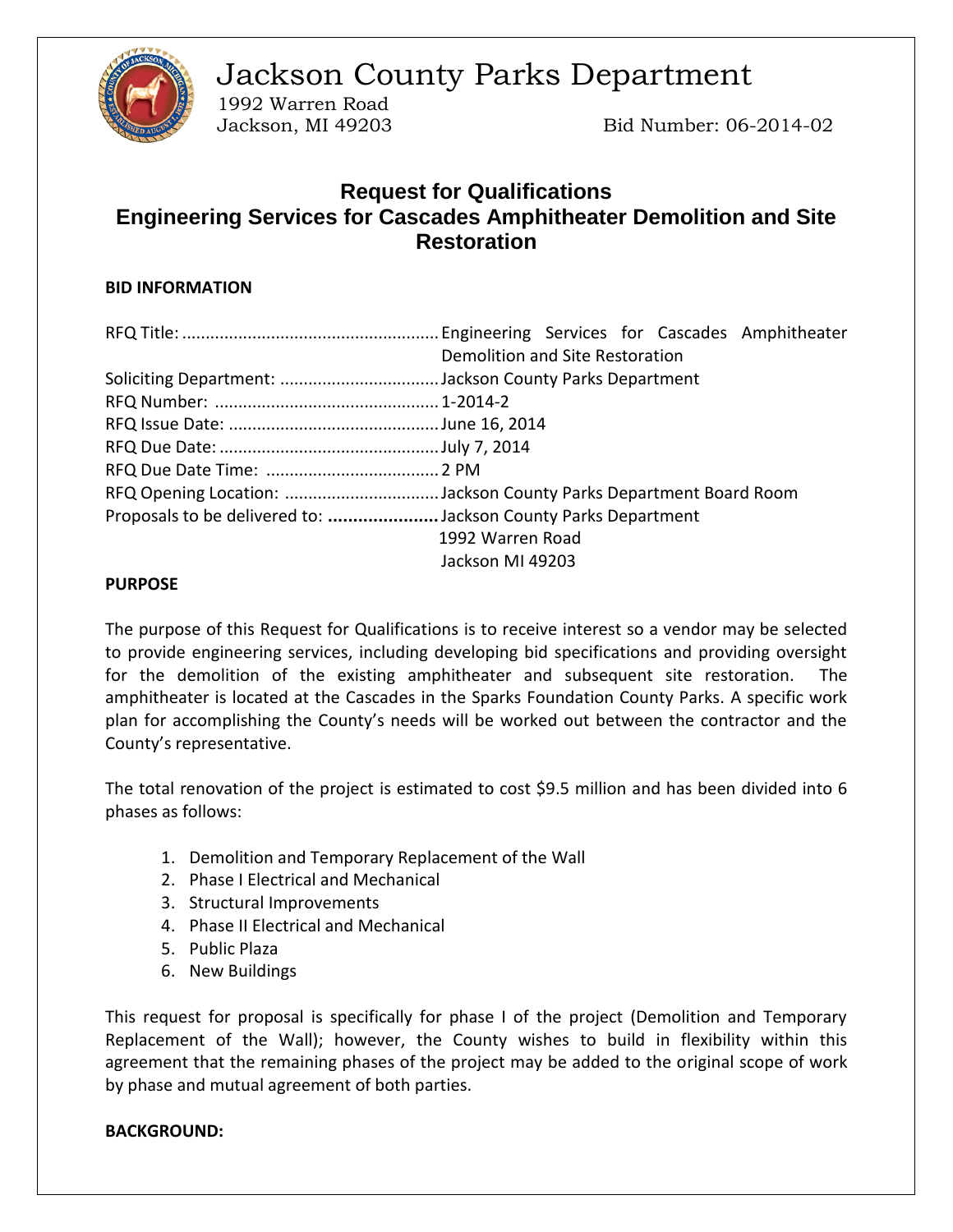# Jackson County Parks Department

1992 Warren Road
Jackson, MI 49203

Bid Number: 06-2014-02

## Request for Qualifications
## Engineering Services for Cascades Amphitheater Demolition and Site Restoration

### BID INFORMATION

| | |
|---|---|
| RFQ Title: | Engineering Services for Cascades Amphitheater Demolition and Site Restoration |
| Soliciting Department: | Jackson County Parks Department |
| RFQ Number: | 1-2014-2 |
| RFQ Issue Date: | June 16, 2014 |
| RFQ Due Date: | July 7, 2014 |
| RFQ Due Date Time: | 2 PM |
| RFQ Opening Location: | Jackson County Parks Department Board Room |
| Proposals to be delivered to: | Jackson County Parks Department<br>1992 Warren Road<br>Jackson MI 49203 |

### PURPOSE

The purpose of this Request for Qualifications is to receive interest so a vendor may be selected to provide engineering services, including developing bid specifications and providing oversight for the demolition of the existing amphitheater and subsequent site restoration. The amphitheater is located at the Cascades in the Sparks Foundation County Parks. A specific work plan for accomplishing the County's needs will be worked out between the contractor and the County's representative.

The total renovation of the project is estimated to cost $9.5 million and has been divided into 6 phases as follows:

1. Demolition and Temporary Replacement of the Wall
2. Phase I Electrical and Mechanical
3. Structural Improvements
4. Phase II Electrical and Mechanical
5. Public Plaza
6. New Buildings

This request for proposal is specifically for phase I of the project (Demolition and Temporary Replacement of the Wall); however, the County wishes to build in flexibility within this agreement that the remaining phases of the project may be added to the original scope of work by phase and mutual agreement of both parties.

### BACKGROUND: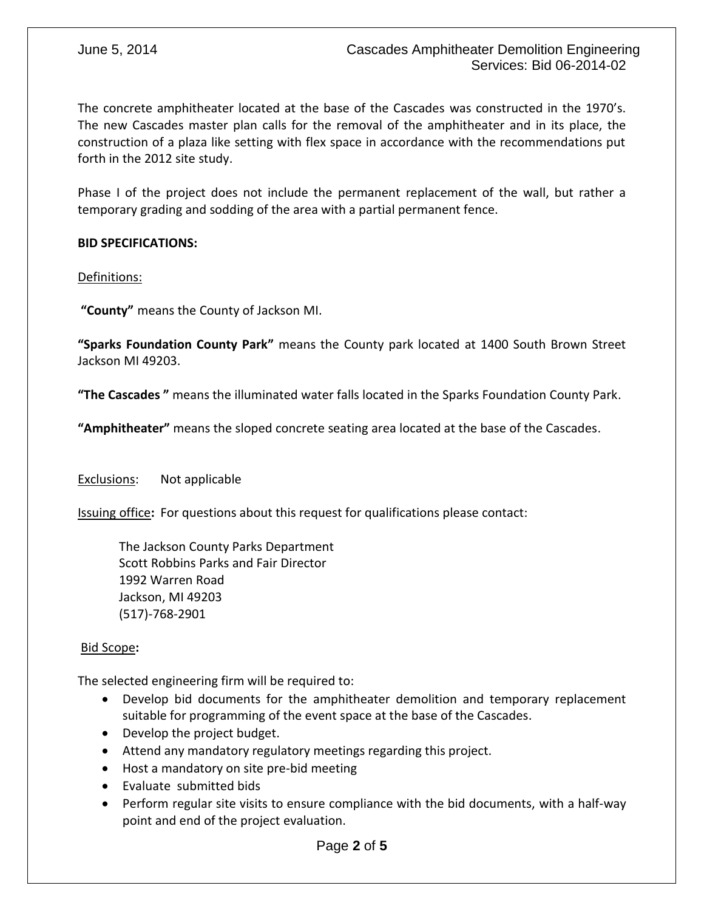The concrete amphitheater located at the base of the Cascades was constructed in the 1970's. The new Cascades master plan calls for the removal of the amphitheater and in its place, the construction of a plaza like setting with flex space in accordance with the recommendations put forth in the 2012 site study.

Phase I of the project does not include the permanent replacement of the wall, but rather a temporary grading and sodding of the area with a partial permanent fence.

**BID SPECIFICATIONS:**

Definitions:

**"County"** means the County of Jackson MI.

**"Sparks Foundation County Park"** means the County park located at 1400 South Brown Street Jackson MI 49203.

**"The Cascades "** means the illuminated water falls located in the Sparks Foundation County Park.

**"Amphitheater"** means the sloped concrete seating area located at the base of the Cascades.

Exclusions: Not applicable

Issuing office**:** For questions about this request for qualifications please contact:

The Jackson County Parks Department
Scott Robbins Parks and Fair Director
1992 Warren Road
Jackson, MI 49203
(517)-768-2901

Bid Scope**:**

The selected engineering firm will be required to:

- Develop bid documents for the amphitheater demolition and temporary replacement suitable for programming of the event space at the base of the Cascades.
- Develop the project budget.
- Attend any mandatory regulatory meetings regarding this project.
- Host a mandatory on site pre-bid meeting
- Evaluate submitted bids
- Perform regular site visits to ensure compliance with the bid documents, with a half-way point and end of the project evaluation.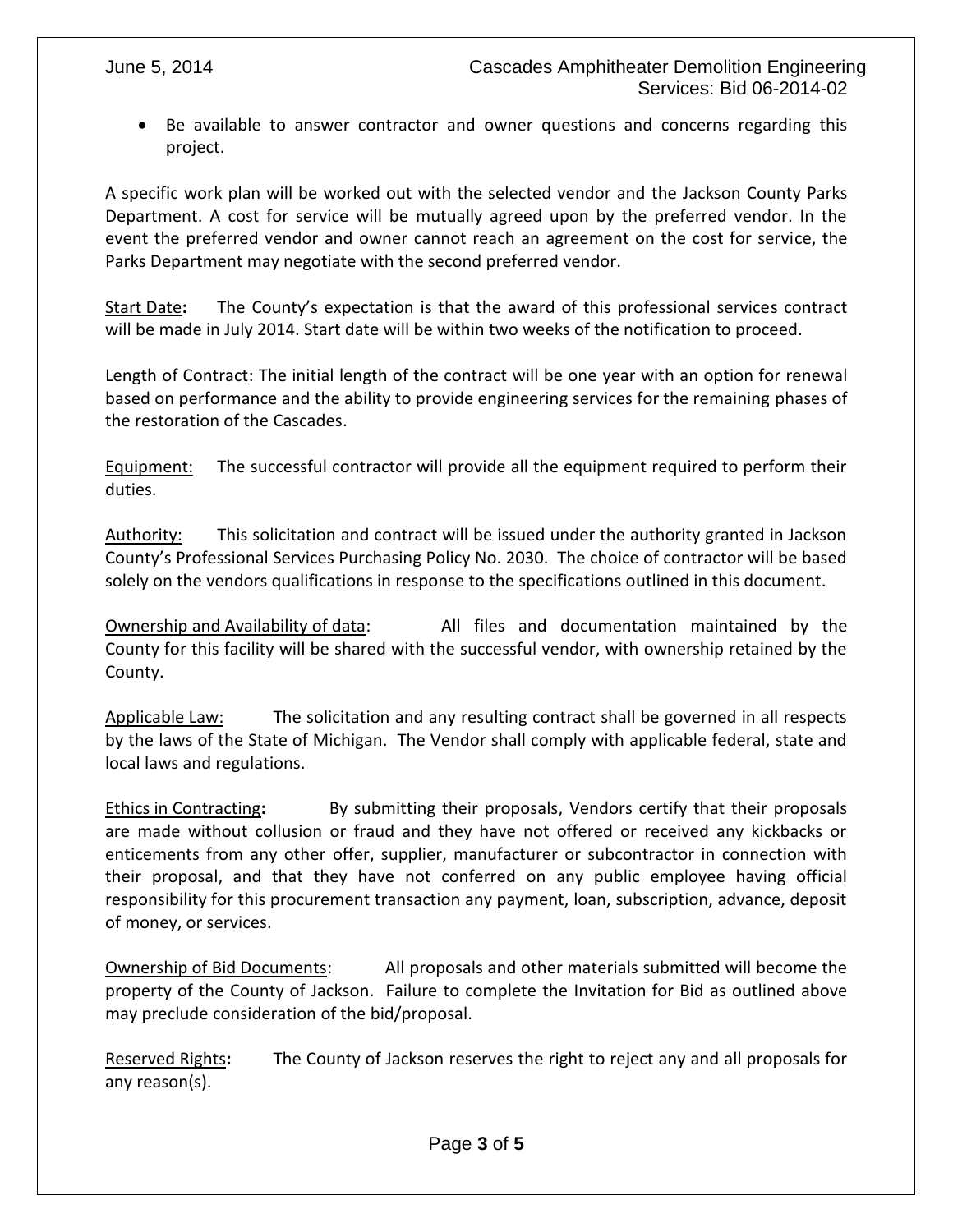- Be available to answer contractor and owner questions and concerns regarding this project.

A specific work plan will be worked out with the selected vendor and the Jackson County Parks Department. A cost for service will be mutually agreed upon by the preferred vendor. In the event the preferred vendor and owner cannot reach an agreement on the cost for service, the Parks Department may negotiate with the second preferred vendor.

Start Date**:** The County's expectation is that the award of this professional services contract will be made in July 2014. Start date will be within two weeks of the notification to proceed.

Length of Contract: The initial length of the contract will be one year with an option for renewal based on performance and the ability to provide engineering services for the remaining phases of the restoration of the Cascades.

Equipment: The successful contractor will provide all the equipment required to perform their duties.

Authority: This solicitation and contract will be issued under the authority granted in Jackson County's Professional Services Purchasing Policy No. 2030. The choice of contractor will be based solely on the vendors qualifications in response to the specifications outlined in this document.

Ownership and Availability of data: All files and documentation maintained by the County for this facility will be shared with the successful vendor, with ownership retained by the County.

Applicable Law: The solicitation and any resulting contract shall be governed in all respects by the laws of the State of Michigan. The Vendor shall comply with applicable federal, state and local laws and regulations.

Ethics in Contracting**:** By submitting their proposals, Vendors certify that their proposals are made without collusion or fraud and they have not offered or received any kickbacks or enticements from any other offer, supplier, manufacturer or subcontractor in connection with their proposal, and that they have not conferred on any public employee having official responsibility for this procurement transaction any payment, loan, subscription, advance, deposit of money, or services.

Ownership of Bid Documents: All proposals and other materials submitted will become the property of the County of Jackson. Failure to complete the Invitation for Bid as outlined above may preclude consideration of the bid/proposal.

Reserved Rights**:** The County of Jackson reserves the right to reject any and all proposals for any reason(s).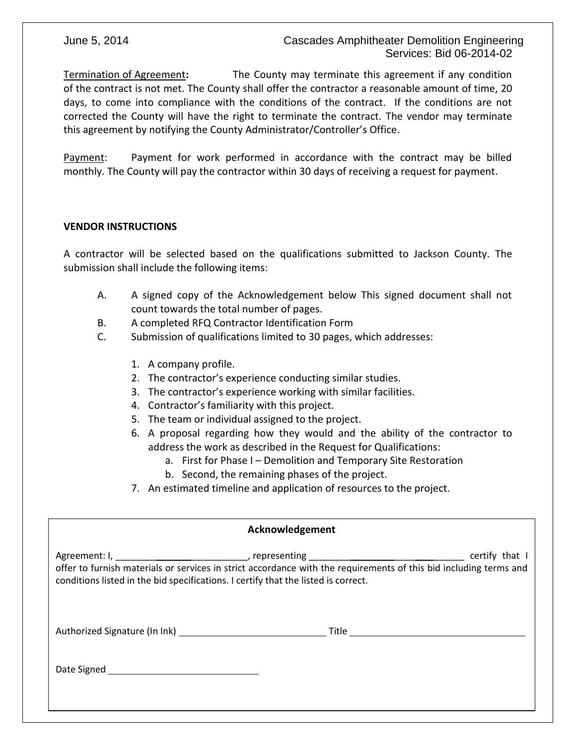Termination of Agreement**:** The County may terminate this agreement if any condition of the contract is not met. The County shall offer the contractor a reasonable amount of time, 20 days, to come into compliance with the conditions of the contract. If the conditions are not corrected the County will have the right to terminate the contract. The vendor may terminate this agreement by notifying the County Administrator/Controller's Office.

Payment: Payment for work performed in accordance with the contract may be billed monthly. The County will pay the contractor within 30 days of receiving a request for payment.

**VENDOR INSTRUCTIONS**

A contractor will be selected based on the qualifications submitted to Jackson County. The submission shall include the following items:

A. A signed copy of the Acknowledgement below This signed document shall not count towards the total number of pages.

B. A completed RFQ Contractor Identification Form

C. Submission of qualifications limited to 30 pages, which addresses:

1. A company profile.
2. The contractor's experience conducting similar studies.
3. The contractor's experience working with similar facilities.
4. Contractor's familiarity with this project.
5. The team or individual assigned to the project.
6. A proposal regarding how they would and the ability of the contractor to address the work as described in the Request for Qualifications:
    a. First for Phase I – Demolition and Temporary Site Restoration
    b. Second, the remaining phases of the project.
7. An estimated timeline and application of resources to the project.

**Acknowledgement**

Agreement: I, ______________________________, representing ______________________________ certify that I offer to furnish materials or services in strict accordance with the requirements of this bid including terms and conditions listed in the bid specifications. I certify that the listed is correct.

Authorized Signature (In Ink) ______________________________ Title ______________________________

Date Signed ______________________________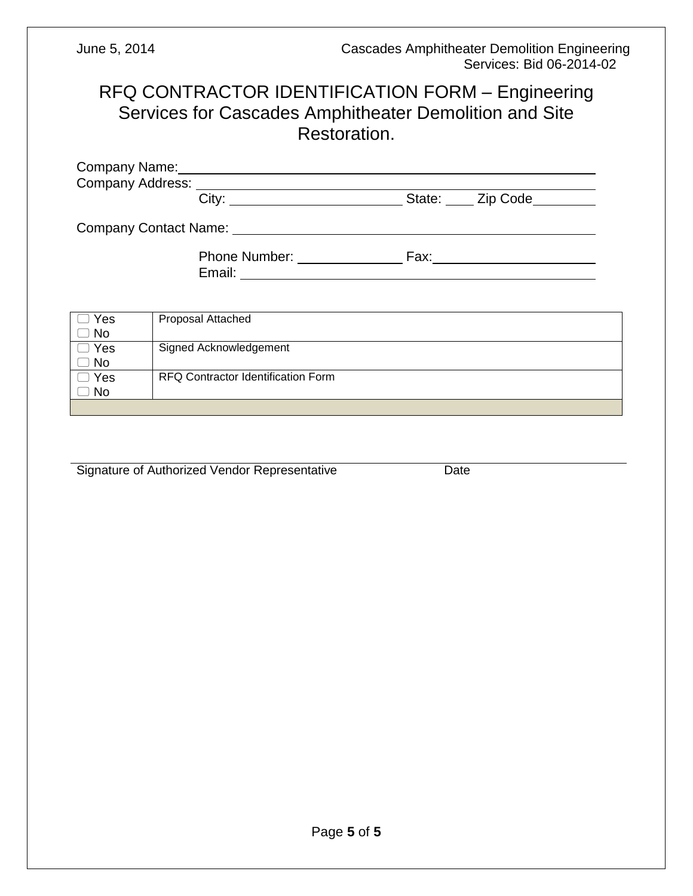# RFQ CONTRACTOR IDENTIFICATION FORM – Engineering Services for Cascades Amphitheater Demolition and Site Restoration.

Company Name: ____________________________________________

Company Address: ____________________________________________

City: ______________________ State: ____ Zip Code ________

Company Contact Name: ____________________________________________

Phone Number: ______________ Fax: ______________________

Email: ____________________________________________

| | |
|---|---|
| ☐ Yes<br>☐ No | Proposal Attached |
| ☐ Yes<br>☐ No | Signed Acknowledgement |
| ☐ Yes<br>☐ No | RFQ Contractor Identification Form |
| | |

____________________________________________

Signature of Authorized Vendor Representative Date